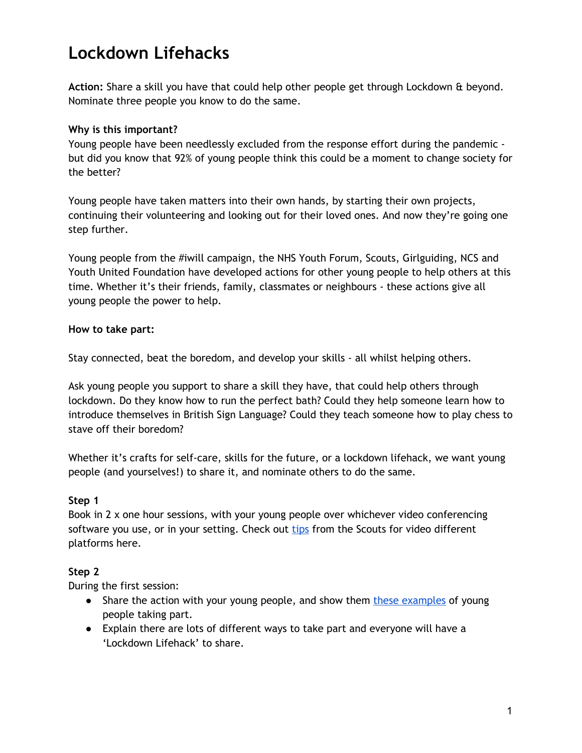# Lockdown Lifehacks

**Action:** Share a skill you have that could help other people get through Lockdown & beyond. Nominate three people you know to do the same.

**Why is this important?**
Young people have been needlessly excluded from the response effort during the pandemic - but did you know that 92% of young people think this could be a moment to change society for the better?

Young people have taken matters into their own hands, by starting their own projects, continuing their volunteering and looking out for their loved ones. And now they're going one step further.

Young people from the #iwill campaign, the NHS Youth Forum, Scouts, Girlguiding, NCS and Youth United Foundation have developed actions for other young people to help others at this time. Whether it's their friends, family, classmates or neighbours - these actions give all young people the power to help.

**How to take part:**

Stay connected, beat the boredom, and develop your skills - all whilst helping others.

Ask young people you support to share a skill they have, that could help others through lockdown. Do they know how to run the perfect bath? Could they help someone learn how to introduce themselves in British Sign Language? Could they teach someone how to play chess to stave off their boredom?

Whether it's crafts for self-care, skills for the future, or a lockdown lifehack, we want young people (and yourselves!) to share it, and nominate others to do the same.

**Step 1**
Book in 2 x one hour sessions, with your young people over whichever video conferencing software you use, or in your setting. Check out tips from the Scouts for video different platforms here.

**Step 2**
During the first session:

- Share the action with your young people, and show them these examples of young people taking part.
- Explain there are lots of different ways to take part and everyone will have a 'Lockdown Lifehack' to share.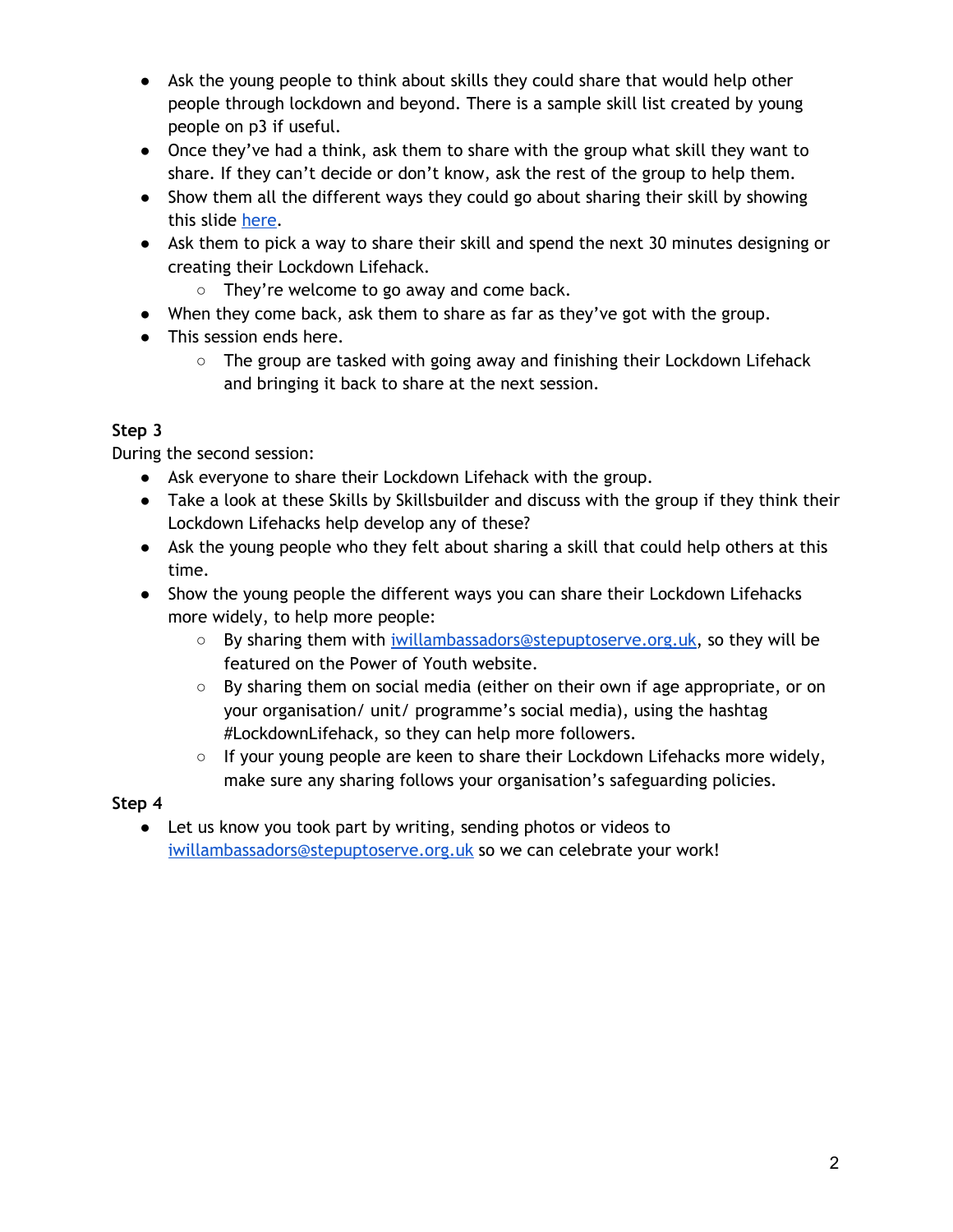- Ask the young people to think about skills they could share that would help other people through lockdown and beyond. There is a sample skill list created by young people on p3 if useful.
- Once they've had a think, ask them to share with the group what skill they want to share. If they can't decide or don't know, ask the rest of the group to help them.
- Show them all the different ways they could go about sharing their skill by showing this slide [here](#).
- Ask them to pick a way to share their skill and spend the next 30 minutes designing or creating their Lockdown Lifehack.
  - They're welcome to go away and come back.
- When they come back, ask them to share as far as they've got with the group.
- This session ends here.
  - The group are tasked with going away and finishing their Lockdown Lifehack and bringing it back to share at the next session.

**Step 3**

During the second session:

- Ask everyone to share their Lockdown Lifehack with the group.
- Take a look at these Skills by Skillsbuilder and discuss with the group if they think their Lockdown Lifehacks help develop any of these?
- Ask the young people who they felt about sharing a skill that could help others at this time.
- Show the young people the different ways you can share their Lockdown Lifehacks more widely, to help more people:
  - By sharing them with [iwillambassadors@stepuptoserve.org.uk](mailto:iwillambassadors@stepuptoserve.org.uk), so they will be featured on the Power of Youth website.
  - By sharing them on social media (either on their own if age appropriate, or on your organisation/ unit/ programme's social media), using the hashtag #LockdownLifehack, so they can help more followers.
  - If your young people are keen to share their Lockdown Lifehacks more widely, make sure any sharing follows your organisation's safeguarding policies.

**Step 4**

- Let us know you took part by writing, sending photos or videos to [iwillambassadors@stepuptoserve.org.uk](mailto:iwillambassadors@stepuptoserve.org.uk) so we can celebrate your work!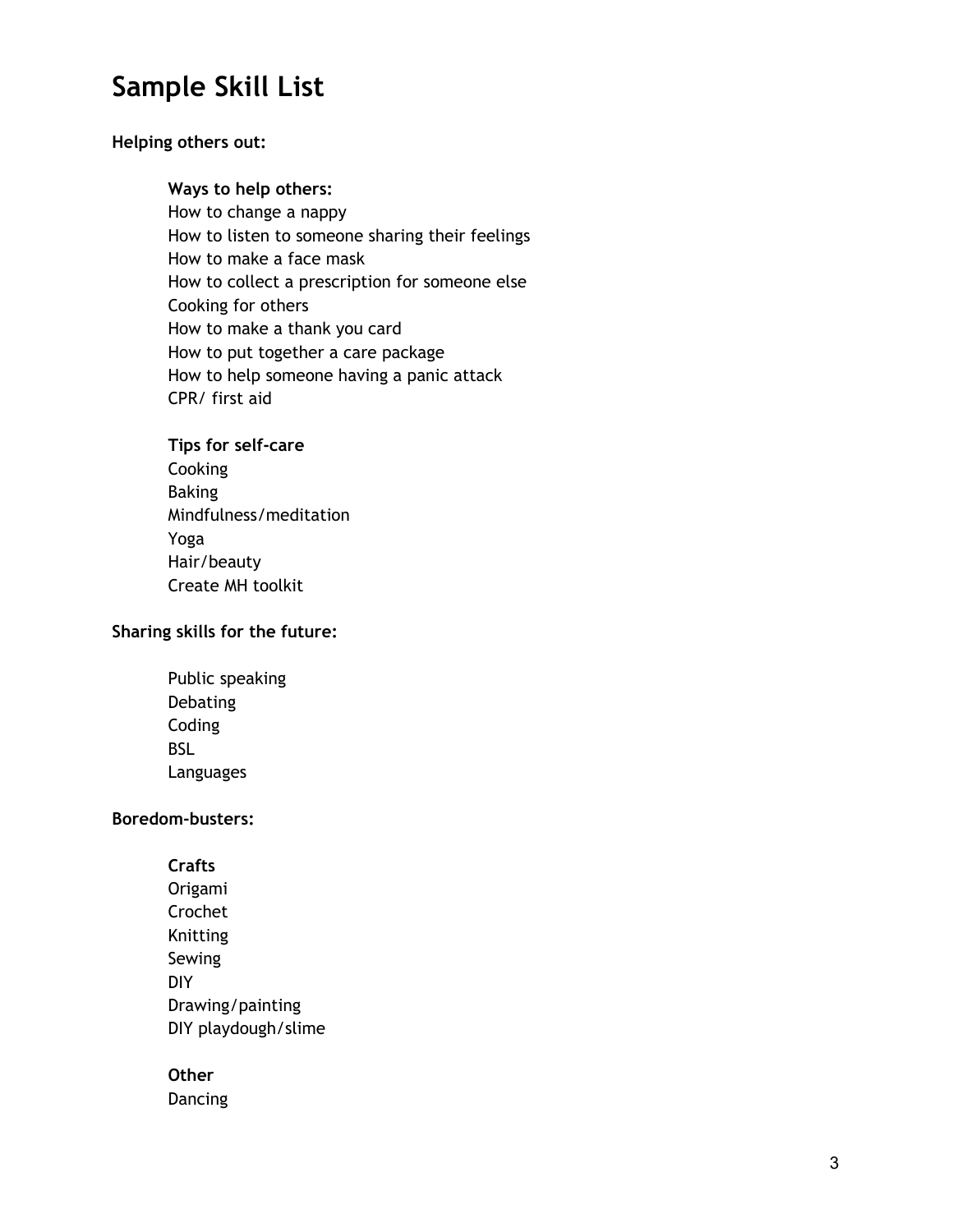# Sample Skill List

**Helping others out:**

**Ways to help others:**
How to change a nappy
How to listen to someone sharing their feelings
How to make a face mask
How to collect a prescription for someone else
Cooking for others
How to make a thank you card
How to put together a care package
How to help someone having a panic attack
CPR/ first aid

**Tips for self-care**
Cooking
Baking
Mindfulness/meditation
Yoga
Hair/beauty
Create MH toolkit

**Sharing skills for the future:**

Public speaking
Debating
Coding
BSL
Languages

**Boredom-busters:**

**Crafts**
Origami
Crochet
Knitting
Sewing
DIY
Drawing/painting
DIY playdough/slime

**Other**
Dancing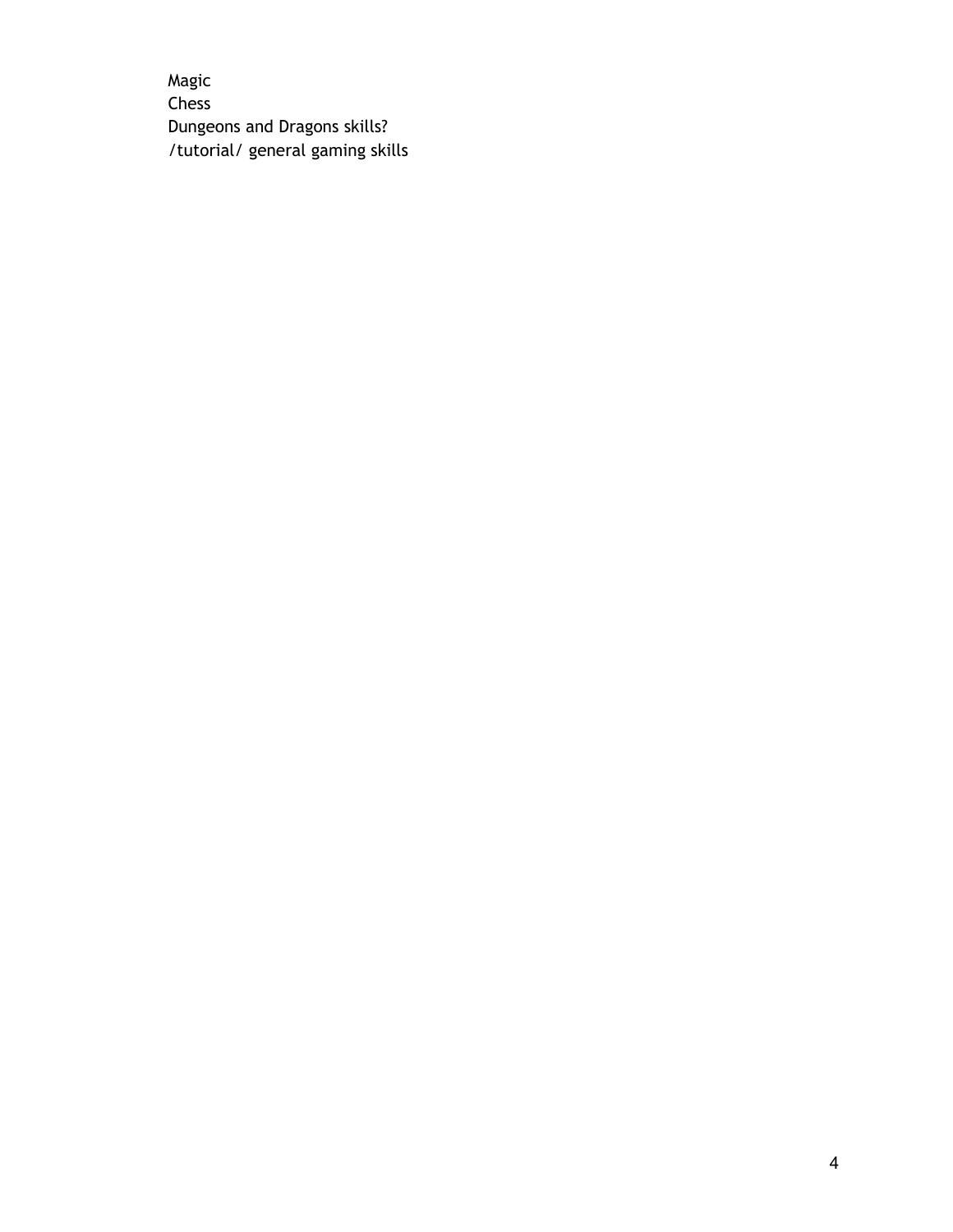Magic
Chess
Dungeons and Dragons skills?
/tutorial/ general gaming skills